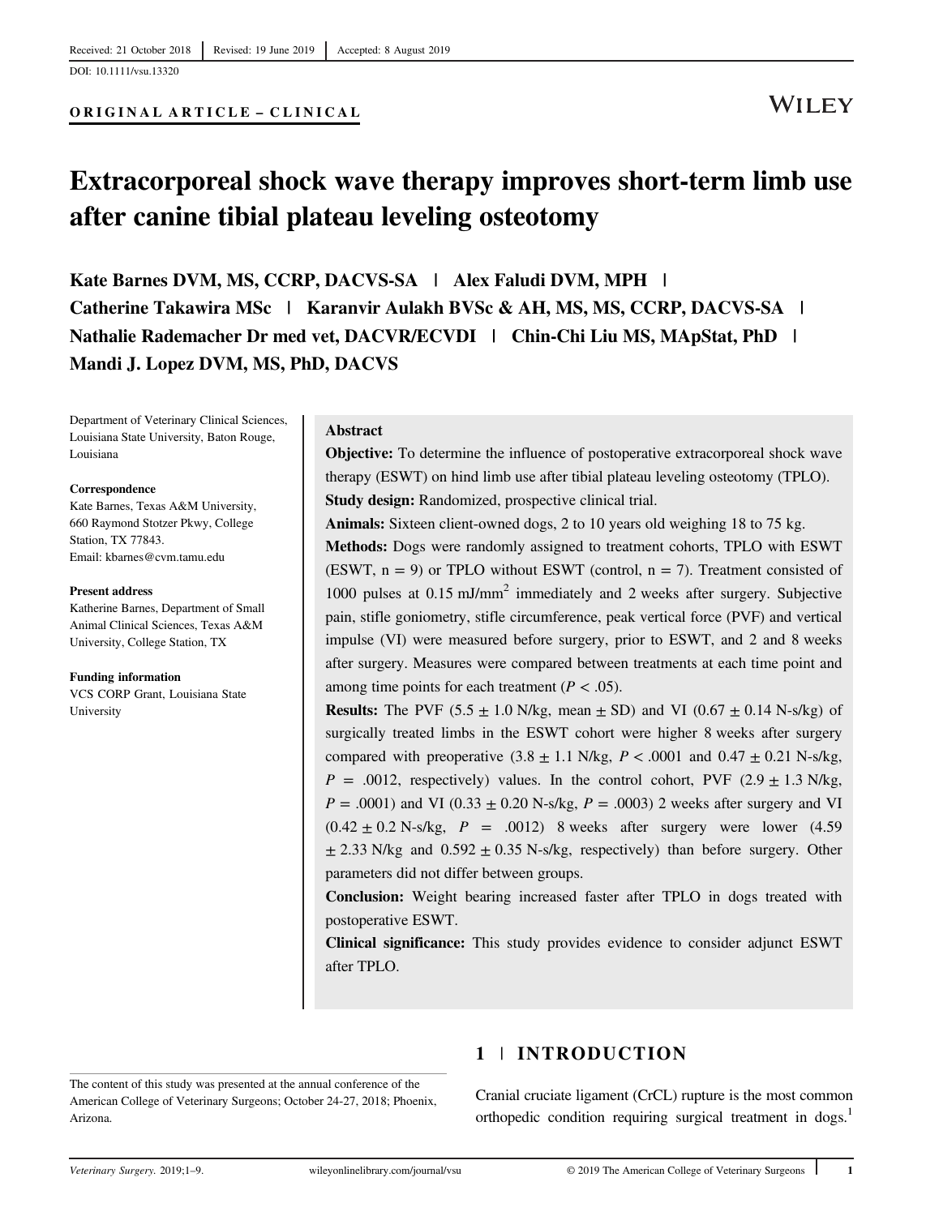Received: 21 October 2018 | Revised: 19 June 2019 | Accepted: 8 August 2019

DOI: 10.1111/vsu.13320

**ORIGINAL ARTICLE – CLINICAL**

# Extracorporeal shock wave therapy improves short-term limb use after canine tibial plateau leveling osteotomy

**Kate Barnes DVM, MS, CCRP, DACVS-SA | Alex Faludi DVM, MPH | Catherine Takawira MSc | Karanvir Aulakh BVSc & AH, MS, MS, CCRP, DACVS-SA | Nathalie Rademacher Dr med vet, DACVR/ECVDI | Chin-Chi Liu MS, MApStat, PhD | Mandi J. Lopez DVM, MS, PhD, DACVS**

Department of Veterinary Clinical Sciences, Louisiana State University, Baton Rouge, Louisiana

**Correspondence**
Kate Barnes, Texas A&M University, 660 Raymond Stotzer Pkwy, College Station, TX 77843.
Email: kbarnes@cvm.tamu.edu

**Present address**
Katherine Barnes, Department of Small Animal Clinical Sciences, Texas A&M University, College Station, TX

**Funding information**
VCS CORP Grant, Louisiana State University

**Abstract**

**Objective:** To determine the influence of postoperative extracorporeal shock wave therapy (ESWT) on hind limb use after tibial plateau leveling osteotomy (TPLO).

**Study design:** Randomized, prospective clinical trial.

**Animals:** Sixteen client-owned dogs, 2 to 10 years old weighing 18 to 75 kg.

**Methods:** Dogs were randomly assigned to treatment cohorts, TPLO with ESWT (ESWT, n = 9) or TPLO without ESWT (control, n = 7). Treatment consisted of 1000 pulses at 0.15 mJ/mm$^2$ immediately and 2 weeks after surgery. Subjective pain, stifle goniometry, stifle circumference, peak vertical force (PVF) and vertical impulse (VI) were measured before surgery, prior to ESWT, and 2 and 8 weeks after surgery. Measures were compared between treatments at each time point and among time points for each treatment ($P < .05$).

**Results:** The PVF (5.5 ± 1.0 N/kg, mean ± SD) and VI (0.67 ± 0.14 N-s/kg) of surgically treated limbs in the ESWT cohort were higher 8 weeks after surgery compared with preoperative (3.8 ± 1.1 N/kg, $P < .0001$ and 0.47 ± 0.21 N-s/kg, $P = .0012$, respectively) values. In the control cohort, PVF (2.9 ± 1.3 N/kg, $P = .0001$) and VI (0.33 ± 0.20 N-s/kg, $P = .0003$) 2 weeks after surgery and VI (0.42 ± 0.2 N-s/kg, $P = .0012$) 8 weeks after surgery were lower (4.59 ± 2.33 N/kg and 0.592 ± 0.35 N-s/kg, respectively) than before surgery. Other parameters did not differ between groups.

**Conclusion:** Weight bearing increased faster after TPLO in dogs treated with postoperative ESWT.

**Clinical significance:** This study provides evidence to consider adjunct ESWT after TPLO.

## 1 | INTRODUCTION

Cranial cruciate ligament (CrCL) rupture is the most common orthopedic condition requiring surgical treatment in dogs.[1]

The content of this study was presented at the annual conference of the American College of Veterinary Surgeons; October 24-27, 2018; Phoenix, Arizona.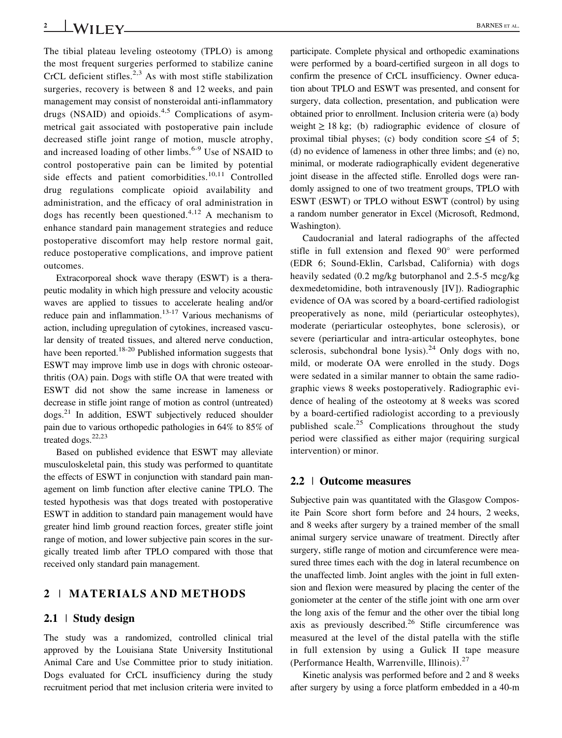The tibial plateau leveling osteotomy (TPLO) is among the most frequent surgeries performed to stabilize canine CrCL deficient stifles.[2,3] As with most stifle stabilization surgeries, recovery is between 8 and 12 weeks, and pain management may consist of nonsteroidal anti-inflammatory drugs (NSAID) and opioids.[4,5] Complications of asymmetrical gait associated with postoperative pain include decreased stifle joint range of motion, muscle atrophy, and increased loading of other limbs.[6-9] Use of NSAID to control postoperative pain can be limited by potential side effects and patient comorbidities.[10,11] Controlled drug regulations complicate opioid availability and administration, and the efficacy of oral administration in dogs has recently been questioned.[4,12] A mechanism to enhance standard pain management strategies and reduce postoperative discomfort may help restore normal gait, reduce postoperative complications, and improve patient outcomes.

Extracorporeal shock wave therapy (ESWT) is a therapeutic modality in which high pressure and velocity acoustic waves are applied to tissues to accelerate healing and/or reduce pain and inflammation.[13-17] Various mechanisms of action, including upregulation of cytokines, increased vascular density of treated tissues, and altered nerve conduction, have been reported.[18-20] Published information suggests that ESWT may improve limb use in dogs with chronic osteoarthritis (OA) pain. Dogs with stifle OA that were treated with ESWT did not show the same increase in lameness or decrease in stifle joint range of motion as control (untreated) dogs.[21] In addition, ESWT subjectively reduced shoulder pain due to various orthopedic pathologies in 64% to 85% of treated dogs.[22,23]

Based on published evidence that ESWT may alleviate musculoskeletal pain, this study was performed to quantitate the effects of ESWT in conjunction with standard pain management on limb function after elective canine TPLO. The tested hypothesis was that dogs treated with postoperative ESWT in addition to standard pain management would have greater hind limb ground reaction forces, greater stifle joint range of motion, and lower subjective pain scores in the surgically treated limb after TPLO compared with those that received only standard pain management.

## 2 | MATERIALS AND METHODS

### 2.1 | Study design

The study was a randomized, controlled clinical trial approved by the Louisiana State University Institutional Animal Care and Use Committee prior to study initiation. Dogs evaluated for CrCL insufficiency during the study recruitment period that met inclusion criteria were invited to participate. Complete physical and orthopedic examinations were performed by a board-certified surgeon in all dogs to confirm the presence of CrCL insufficiency. Owner education about TPLO and ESWT was presented, and consent for surgery, data collection, presentation, and publication were obtained prior to enrollment. Inclusion criteria were (a) body weight ≥ 18 kg; (b) radiographic evidence of closure of proximal tibial physes; (c) body condition score ≤4 of 5; (d) no evidence of lameness in other three limbs; and (e) no, minimal, or moderate radiographically evident degenerative joint disease in the affected stifle. Enrolled dogs were randomly assigned to one of two treatment groups, TPLO with ESWT (ESWT) or TPLO without ESWT (control) by using a random number generator in Excel (Microsoft, Redmond, Washington).

Caudocranial and lateral radiographs of the affected stifle in full extension and flexed 90° were performed (EDR 6; Sound-Eklin, Carlsbad, California) with dogs heavily sedated (0.2 mg/kg butorphanol and 2.5-5 mcg/kg dexmedetomidine, both intravenously [IV]). Radiographic evidence of OA was scored by a board-certified radiologist preoperatively as none, mild (periarticular osteophytes), moderate (periarticular osteophytes, bone sclerosis), or severe (periarticular and intra-articular osteophytes, bone sclerosis, subchondral bone lysis).[24] Only dogs with no, mild, or moderate OA were enrolled in the study. Dogs were sedated in a similar manner to obtain the same radiographic views 8 weeks postoperatively. Radiographic evidence of healing of the osteotomy at 8 weeks was scored by a board-certified radiologist according to a previously published scale.[25] Complications throughout the study period were classified as either major (requiring surgical intervention) or minor.

### 2.2 | Outcome measures

Subjective pain was quantitated with the Glasgow Composite Pain Score short form before and 24 hours, 2 weeks, and 8 weeks after surgery by a trained member of the small animal surgery service unaware of treatment. Directly after surgery, stifle range of motion and circumference were measured three times each with the dog in lateral recumbence on the unaffected limb. Joint angles with the joint in full extension and flexion were measured by placing the center of the goniometer at the center of the stifle joint with one arm over the long axis of the femur and the other over the tibial long axis as previously described.[26] Stifle circumference was measured at the level of the distal patella with the stifle in full extension by using a Gulick II tape measure (Performance Health, Warrenville, Illinois).[27]

Kinetic analysis was performed before and 2 and 8 weeks after surgery by using a force platform embedded in a 40-m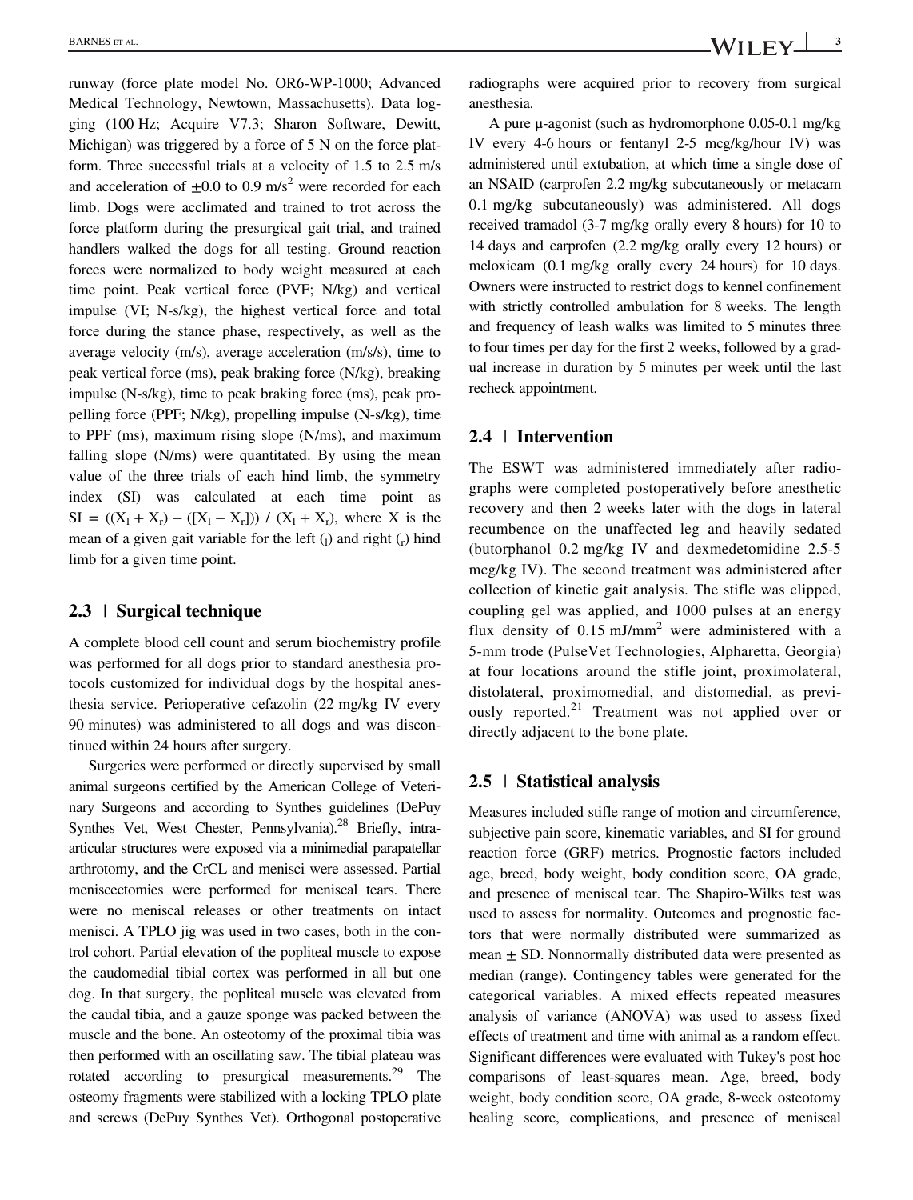runway (force plate model No. OR6-WP-1000; Advanced Medical Technology, Newtown, Massachusetts). Data logging (100 Hz; Acquire V7.3; Sharon Software, Dewitt, Michigan) was triggered by a force of 5 N on the force platform. Three successful trials at a velocity of 1.5 to 2.5 m/s and acceleration of $\pm 0.0$ to 0.9 m/s$^2$ were recorded for each limb. Dogs were acclimated and trained to trot across the force platform during the presurgical gait trial, and trained handlers walked the dogs for all testing. Ground reaction forces were normalized to body weight measured at each time point. Peak vertical force (PVF; N/kg) and vertical impulse (VI; N-s/kg), the highest vertical force and total force during the stance phase, respectively, as well as the average velocity (m/s), average acceleration (m/s/s), time to peak vertical force (ms), peak braking force (N/kg), breaking impulse (N-s/kg), time to peak braking force (ms), peak propelling force (PPF; N/kg), propelling impulse (N-s/kg), time to PPF (ms), maximum rising slope (N/ms), and maximum falling slope (N/ms) were quantitated. By using the mean value of the three trials of each hind limb, the symmetry index (SI) was calculated at each time point as $SI = ((X_l + X_r) - ([X_l - X_r])) / (X_l + X_r)$, where X is the mean of a given gait variable for the left ($_l$) and right ($_r$) hind limb for a given time point.

## 2.3 | Surgical technique

A complete blood cell count and serum biochemistry profile was performed for all dogs prior to standard anesthesia protocols customized for individual dogs by the hospital anesthesia service. Perioperative cefazolin (22 mg/kg IV every 90 minutes) was administered to all dogs and was discontinued within 24 hours after surgery.

Surgeries were performed or directly supervised by small animal surgeons certified by the American College of Veterinary Surgeons and according to Synthes guidelines (DePuy Synthes Vet, West Chester, Pennsylvania).[28] Briefly, intra-articular structures were exposed via a minimedial parapatellar arthrotomy, and the CrCL and menisci were assessed. Partial meniscectomies were performed for meniscal tears. There were no meniscal releases or other treatments on intact menisci. A TPLO jig was used in two cases, both in the control cohort. Partial elevation of the popliteal muscle to expose the caudomedial tibial cortex was performed in all but one dog. In that surgery, the popliteal muscle was elevated from the caudal tibia, and a gauze sponge was packed between the muscle and the bone. An osteotomy of the proximal tibia was then performed with an oscillating saw. The tibial plateau was rotated according to presurgical measurements.[29] The osteomy fragments were stabilized with a locking TPLO plate and screws (DePuy Synthes Vet). Orthogonal postoperative radiographs were acquired prior to recovery from surgical anesthesia.

A pure μ-agonist (such as hydromorphone 0.05-0.1 mg/kg IV every 4-6 hours or fentanyl 2-5 mcg/kg/hour IV) was administered until extubation, at which time a single dose of an NSAID (carprofen 2.2 mg/kg subcutaneously or metacam 0.1 mg/kg subcutaneously) was administered. All dogs received tramadol (3-7 mg/kg orally every 8 hours) for 10 to 14 days and carprofen (2.2 mg/kg orally every 12 hours) or meloxicam (0.1 mg/kg orally every 24 hours) for 10 days. Owners were instructed to restrict dogs to kennel confinement with strictly controlled ambulation for 8 weeks. The length and frequency of leash walks was limited to 5 minutes three to four times per day for the first 2 weeks, followed by a gradual increase in duration by 5 minutes per week until the last recheck appointment.

## 2.4 | Intervention

The ESWT was administered immediately after radiographs were completed postoperatively before anesthetic recovery and then 2 weeks later with the dogs in lateral recumbence on the unaffected leg and heavily sedated (butorphanol 0.2 mg/kg IV and dexmedetomidine 2.5-5 mcg/kg IV). The second treatment was administered after collection of kinetic gait analysis. The stifle was clipped, coupling gel was applied, and 1000 pulses at an energy flux density of 0.15 mJ/mm$^2$ were administered with a 5-mm trode (PulseVet Technologies, Alpharetta, Georgia) at four locations around the stifle joint, proximolateral, distolateral, proximomedial, and distomedial, as previously reported.[21] Treatment was not applied over or directly adjacent to the bone plate.

## 2.5 | Statistical analysis

Measures included stifle range of motion and circumference, subjective pain score, kinematic variables, and SI for ground reaction force (GRF) metrics. Prognostic factors included age, breed, body weight, body condition score, OA grade, and presence of meniscal tear. The Shapiro-Wilks test was used to assess for normality. Outcomes and prognostic factors that were normally distributed were summarized as mean ± SD. Nonnormally distributed data were presented as median (range). Contingency tables were generated for the categorical variables. A mixed effects repeated measures analysis of variance (ANOVA) was used to assess fixed effects of treatment and time with animal as a random effect. Significant differences were evaluated with Tukey's post hoc comparisons of least-squares mean. Age, breed, body weight, body condition score, OA grade, 8-week osteotomy healing score, complications, and presence of meniscal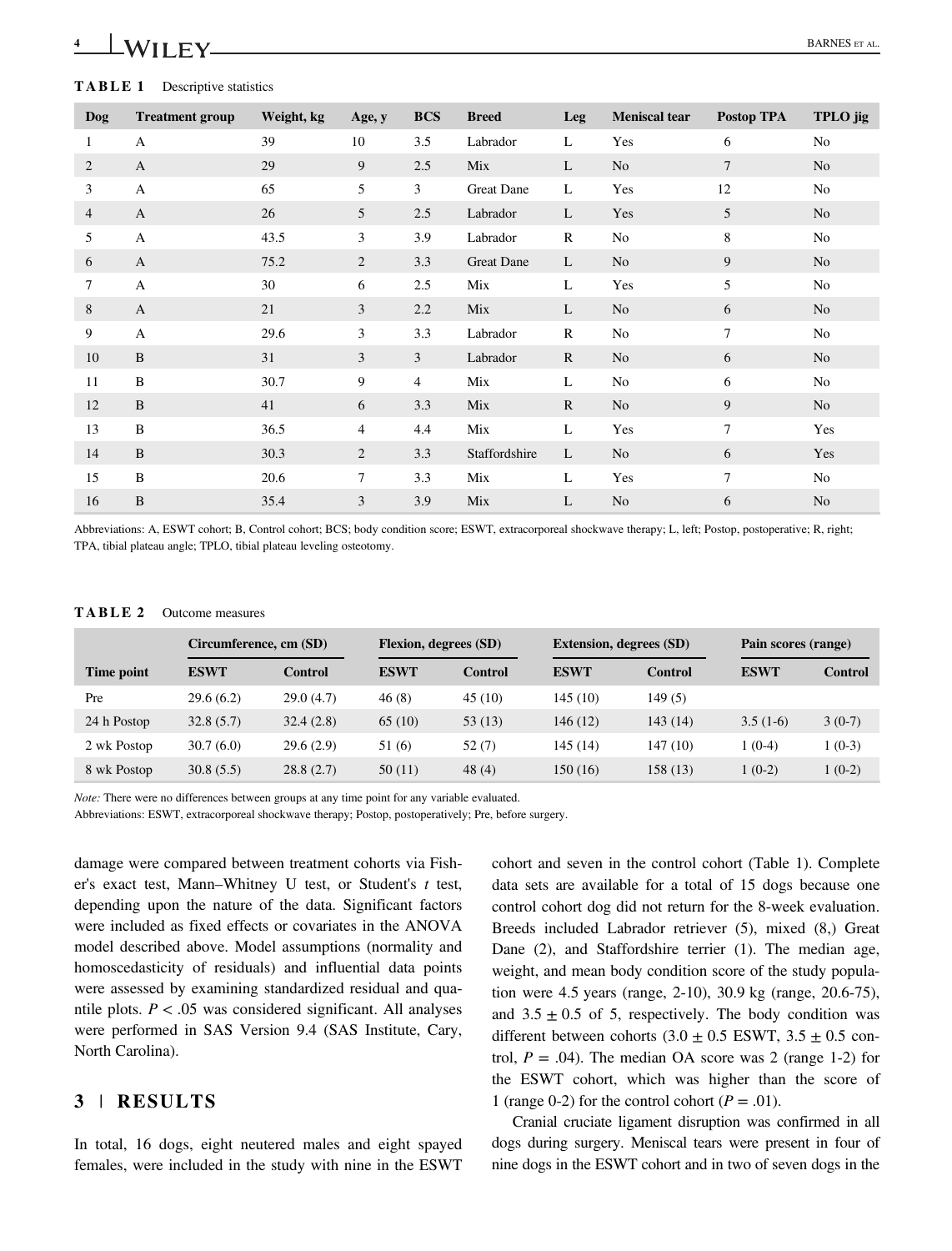**TABLE 1** Descriptive statistics

| Dog | Treatment group | Weight, kg | Age, y | BCS | Breed | Leg | Meniscal tear | Postop TPA | TPLO jig |
|---|---|---|---|---|---|---|---|---|---|
| 1 | A | 39 | 10 | 3.5 | Labrador | L | Yes | 6 | No |
| 2 | A | 29 | 9 | 2.5 | Mix | L | No | 7 | No |
| 3 | A | 65 | 5 | 3 | Great Dane | L | Yes | 12 | No |
| 4 | A | 26 | 5 | 2.5 | Labrador | L | Yes | 5 | No |
| 5 | A | 43.5 | 3 | 3.9 | Labrador | R | No | 8 | No |
| 6 | A | 75.2 | 2 | 3.3 | Great Dane | L | No | 9 | No |
| 7 | A | 30 | 6 | 2.5 | Mix | L | Yes | 5 | No |
| 8 | A | 21 | 3 | 2.2 | Mix | L | No | 6 | No |
| 9 | A | 29.6 | 3 | 3.3 | Labrador | R | No | 7 | No |
| 10 | B | 31 | 3 | 3 | Labrador | R | No | 6 | No |
| 11 | B | 30.7 | 9 | 4 | Mix | L | No | 6 | No |
| 12 | B | 41 | 6 | 3.3 | Mix | R | No | 9 | No |
| 13 | B | 36.5 | 4 | 4.4 | Mix | L | Yes | 7 | Yes |
| 14 | B | 30.3 | 2 | 3.3 | Staffordshire | L | No | 6 | Yes |
| 15 | B | 20.6 | 7 | 3.3 | Mix | L | Yes | 7 | No |
| 16 | B | 35.4 | 3 | 3.9 | Mix | L | No | 6 | No |

Abbreviations: A, ESWT cohort; B, Control cohort; BCS; body condition score; ESWT, extracorporeal shockwave therapy; L, left; Postop, postoperative; R, right; TPA, tibial plateau angle; TPLO, tibial plateau leveling osteotomy.

**TABLE 2** Outcome measures

| | Circumference, cm (SD) | | Flexion, degrees (SD) | | Extension, degrees (SD) | | Pain scores (range) | |
|---|---|---|---|---|---|---|---|---|
| Time point | ESWT | Control | ESWT | Control | ESWT | Control | ESWT | Control |
| Pre | 29.6 (6.2) | 29.0 (4.7) | 46 (8) | 45 (10) | 145 (10) | 149 (5) | | |
| 24 h Postop | 32.8 (5.7) | 32.4 (2.8) | 65 (10) | 53 (13) | 146 (12) | 143 (14) | 3.5 (1-6) | 3 (0-7) |
| 2 wk Postop | 30.7 (6.0) | 29.6 (2.9) | 51 (6) | 52 (7) | 145 (14) | 147 (10) | 1 (0-4) | 1 (0-3) |
| 8 wk Postop | 30.8 (5.5) | 28.8 (2.7) | 50 (11) | 48 (4) | 150 (16) | 158 (13) | 1 (0-2) | 1 (0-2) |

*Note:* There were no differences between groups at any time point for any variable evaluated.
Abbreviations: ESWT, extracorporeal shockwave therapy; Postop, postoperatively; Pre, before surgery.

damage were compared between treatment cohorts via Fisher's exact test, Mann–Whitney U test, or Student's *t* test, depending upon the nature of the data. Significant factors were included as fixed effects or covariates in the ANOVA model described above. Model assumptions (normality and homoscedasticity of residuals) and influential data points were assessed by examining standardized residual and quantile plots. $P < .05$ was considered significant. All analyses were performed in SAS Version 9.4 (SAS Institute, Cary, North Carolina).

## 3 | RESULTS

In total, 16 dogs, eight neutered males and eight spayed females, were included in the study with nine in the ESWT cohort and seven in the control cohort (Table 1). Complete data sets are available for a total of 15 dogs because one control cohort dog did not return for the 8-week evaluation. Breeds included Labrador retriever (5), mixed (8,) Great Dane (2), and Staffordshire terrier (1). The median age, weight, and mean body condition score of the study population were 4.5 years (range, 2-10), 30.9 kg (range, 20.6-75), and $3.5 \pm 0.5$ of 5, respectively. The body condition was different between cohorts ($3.0 \pm 0.5$ ESWT, $3.5 \pm 0.5$ control, $P = .04$). The median OA score was 2 (range 1-2) for the ESWT cohort, which was higher than the score of 1 (range 0-2) for the control cohort ($P = .01$).

Cranial cruciate ligament disruption was confirmed in all dogs during surgery. Meniscal tears were present in four of nine dogs in the ESWT cohort and in two of seven dogs in the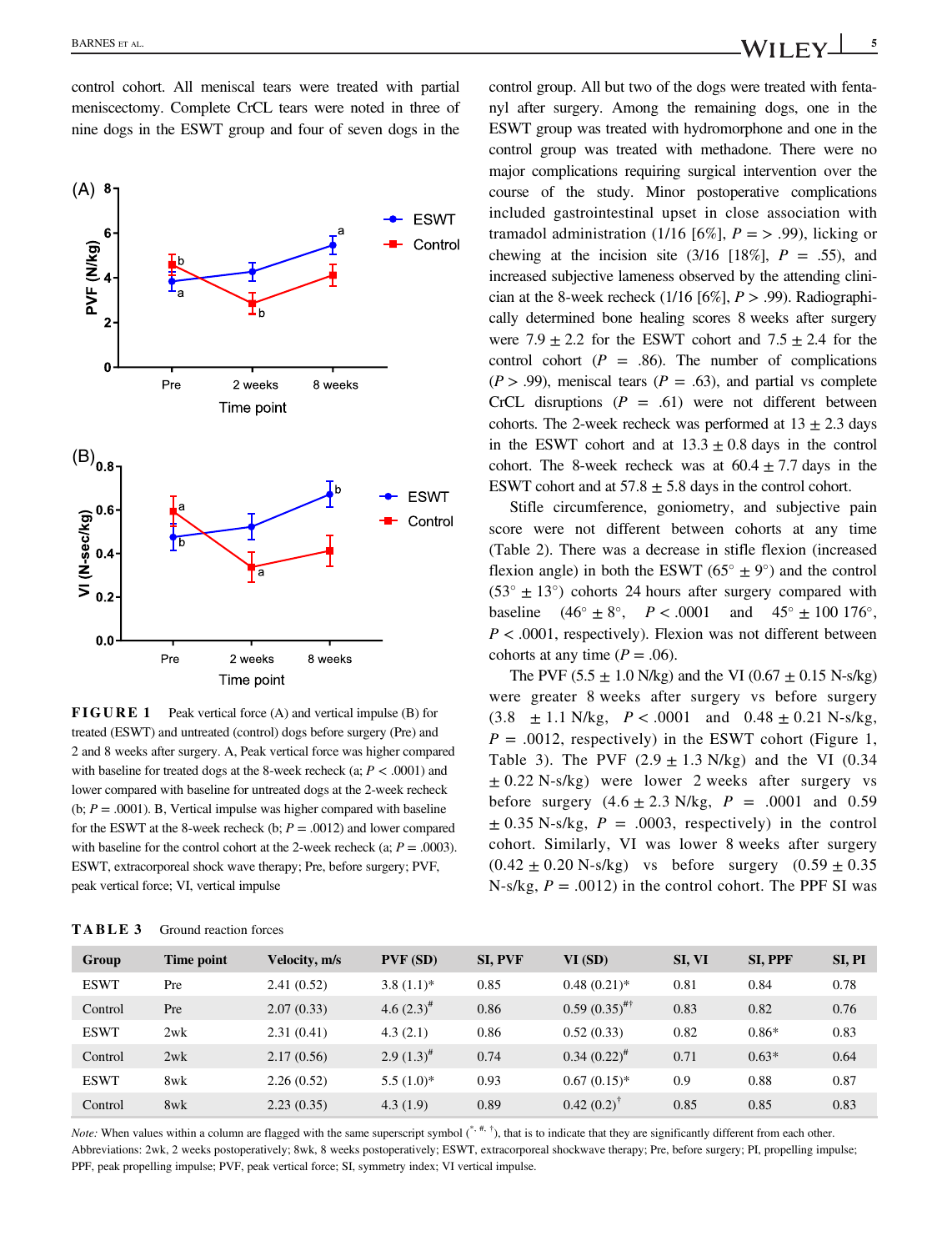control cohort. All meniscal tears were treated with partial meniscectomy. Complete CrCL tears were noted in three of nine dogs in the ESWT group and four of seven dogs in the control group. All but two of the dogs were treated with fentanyl after surgery. Among the remaining dogs, one in the ESWT group was treated with hydromorphone and one in the control group was treated with methadone. There were no major complications requiring surgical intervention over the course of the study. Minor postoperative complications included gastrointestinal upset in close association with tramadol administration (1/16 [6%], $P = > .99$), licking or chewing at the incision site (3/16 [18%], $P = .55$), and increased subjective lameness observed by the attending clinician at the 8-week recheck (1/16 [6%], $P > .99$). Radiographically determined bone healing scores 8 weeks after surgery were $7.9 \pm 2.2$ for the ESWT cohort and $7.5 \pm 2.4$ for the control cohort ($P = .86$). The number of complications ($P > .99$), meniscal tears ($P = .63$), and partial vs complete CrCL disruptions ($P = .61$) were not different between cohorts. The 2-week recheck was performed at $13 \pm 2.3$ days in the ESWT cohort and at $13.3 \pm 0.8$ days in the control cohort. The 8-week recheck was at $60.4 \pm 7.7$ days in the ESWT cohort and at $57.8 \pm 5.8$ days in the control cohort.

Stifle circumference, goniometry, and subjective pain score were not different between cohorts at any time (Table 2). There was a decrease in stifle flexion (increased flexion angle) in both the ESWT ($65° \pm 9°$) and the control ($53° \pm 13°$) cohorts 24 hours after surgery compared with baseline ($46° \pm 8°$, $P < .0001$ and $45° \pm 100\ 176°$, $P < .0001$, respectively). Flexion was not different between cohorts at any time ($P = .06$).

The PVF ($5.5 \pm 1.0$ N/kg) and the VI ($0.67 \pm 0.15$ N-s/kg) were greater 8 weeks after surgery vs before surgery ($3.8 \pm 1.1$ N/kg, $P < .0001$ and $0.48 \pm 0.21$ N-s/kg, $P = .0012$, respectively) in the ESWT cohort (Figure 1, Table 3). The PVF ($2.9 \pm 1.3$ N/kg) and the VI ($0.34 \pm 0.22$ N-s/kg) were lower 2 weeks after surgery vs before surgery ($4.6 \pm 2.3$ N/kg, $P = .0001$ and $0.59 \pm 0.35$ N-s/kg, $P = .0003$, respectively) in the control cohort. Similarly, VI was lower 8 weeks after surgery ($0.42 \pm 0.20$ N-s/kg) vs before surgery ($0.59 \pm 0.35$ N-s/kg, $P = .0012$) in the control cohort. The PPF SI was

**FIGURE 1** Peak vertical force (A) and vertical impulse (B) for treated (ESWT) and untreated (control) dogs before surgery (Pre) and 2 and 8 weeks after surgery. A, Peak vertical force was higher compared with baseline for treated dogs at the 8-week recheck (a; $P < .0001$) and lower compared with baseline for untreated dogs at the 2-week recheck (b; $P = .0001$). B, Vertical impulse was higher compared with baseline for the ESWT at the 8-week recheck (b; $P = .0012$) and lower compared with baseline for the control cohort at the 2-week recheck (a; $P = .0003$). ESWT, extracorporeal shock wave therapy; Pre, before surgery; PVF, peak vertical force; VI, vertical impulse

**TABLE 3** Ground reaction forces

| Group | Time point | Velocity, m/s | PVF (SD) | SI, PVF | VI (SD) | SI, VI | SI, PPF | SI, PI |
|---|---|---|---|---|---|---|---|---|
| ESWT | Pre | 2.41 (0.52) | 3.8 (1.1)* | 0.85 | 0.48 (0.21)* | 0.81 | 0.84 | 0.78 |
| Control | Pre | 2.07 (0.33) | 4.6 (2.3)# | 0.86 | 0.59 (0.35)#† | 0.83 | 0.82 | 0.76 |
| ESWT | 2wk | 2.31 (0.41) | 4.3 (2.1) | 0.86 | 0.52 (0.33) | 0.82 | 0.86* | 0.83 |
| Control | 2wk | 2.17 (0.56) | 2.9 (1.3)# | 0.74 | 0.34 (0.22)# | 0.71 | 0.63* | 0.64 |
| ESWT | 8wk | 2.26 (0.52) | 5.5 (1.0)* | 0.93 | 0.67 (0.15)* | 0.9 | 0.88 | 0.87 |
| Control | 8wk | 2.23 (0.35) | 4.3 (1.9) | 0.89 | 0.42 (0.2)† | 0.85 | 0.85 | 0.83 |

*Note:* When values within a column are flagged with the same superscript symbol (*, #, †), that is to indicate that they are significantly different from each other.
Abbreviations: 2wk, 2 weeks postoperatively; 8wk, 8 weeks postoperatively; ESWT, extracorporeal shockwave therapy; Pre, before surgery; PI, propelling impulse; PPF, peak propelling impulse; PVF, peak vertical force; SI, symmetry index; VI vertical impulse.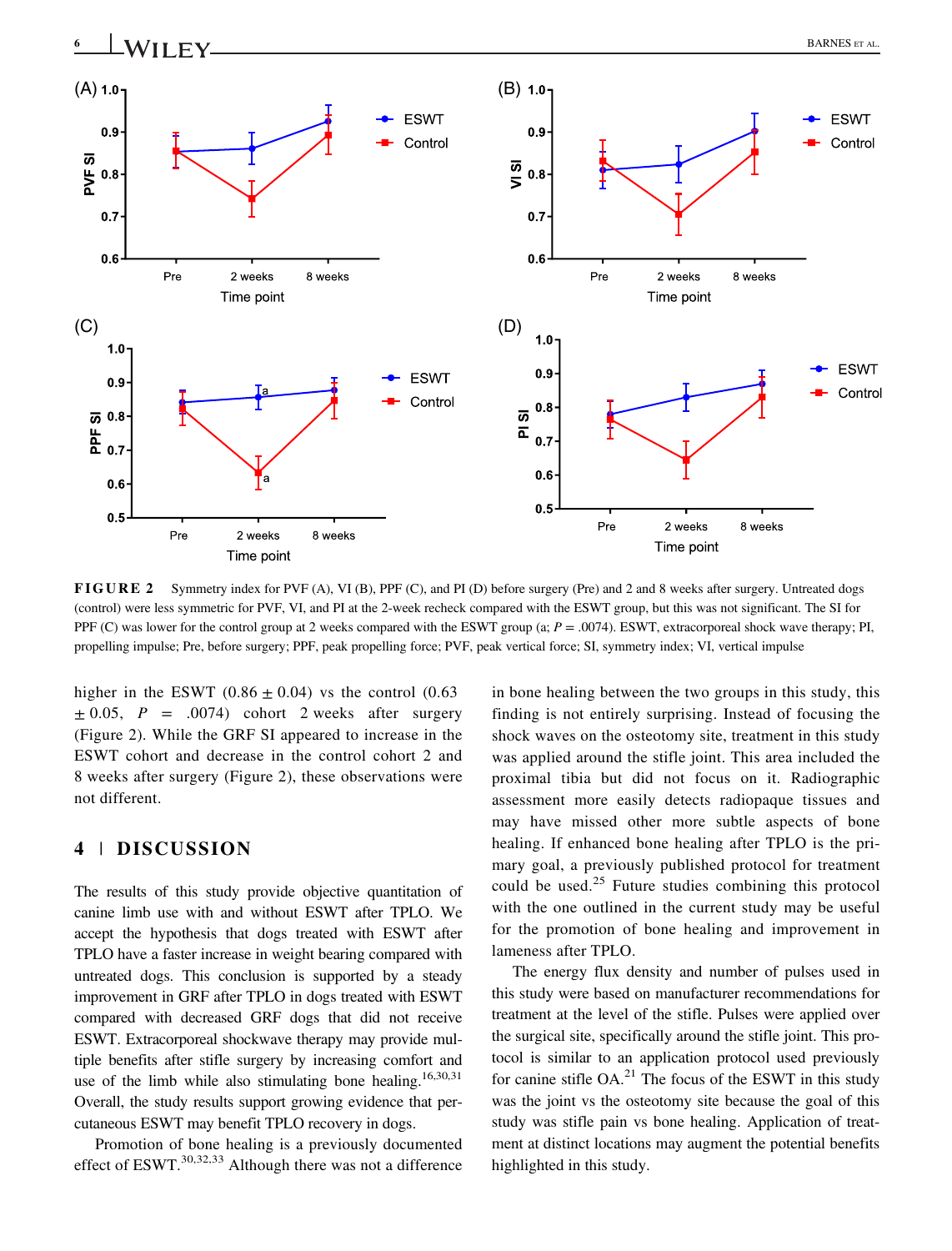FIGURE 2 Symmetry index for PVF (A), VI (B), PPF (C), and PI (D) before surgery (Pre) and 2 and 8 weeks after surgery. Untreated dogs (control) were less symmetric for PVF, VI, and PI at the 2-week recheck compared with the ESWT group, but this was not significant. The SI for PPF (C) was lower for the control group at 2 weeks compared with the ESWT group (a; $P = .0074$). ESWT, extracorporeal shock wave therapy; PI, propelling impulse; Pre, before surgery; PPF, peak propelling force; PVF, peak vertical force; SI, symmetry index; VI, vertical impulse

higher in the ESWT ($0.86 \pm 0.04$) vs the control ($0.63 \pm 0.05$, $P = .0074$) cohort 2 weeks after surgery (Figure 2). While the GRF SI appeared to increase in the ESWT cohort and decrease in the control cohort 2 and 8 weeks after surgery (Figure 2), these observations were not different.

## 4 | DISCUSSION

The results of this study provide objective quantitation of canine limb use with and without ESWT after TPLO. We accept the hypothesis that dogs treated with ESWT after TPLO have a faster increase in weight bearing compared with untreated dogs. This conclusion is supported by a steady improvement in GRF after TPLO in dogs treated with ESWT compared with decreased GRF dogs that did not receive ESWT. Extracorporeal shockwave therapy may provide multiple benefits after stifle surgery by increasing comfort and use of the limb while also stimulating bone healing.[16,30,31] Overall, the study results support growing evidence that percutaneous ESWT may benefit TPLO recovery in dogs.

Promotion of bone healing is a previously documented effect of ESWT.[30,32,33] Although there was not a difference in bone healing between the two groups in this study, this finding is not entirely surprising. Instead of focusing the shock waves on the osteotomy site, treatment in this study was applied around the stifle joint. This area included the proximal tibia but did not focus on it. Radiographic assessment more easily detects radiopaque tissues and may have missed other more subtle aspects of bone healing. If enhanced bone healing after TPLO is the primary goal, a previously published protocol for treatment could be used.[25] Future studies combining this protocol with the one outlined in the current study may be useful for the promotion of bone healing and improvement in lameness after TPLO.

The energy flux density and number of pulses used in this study were based on manufacturer recommendations for treatment at the level of the stifle. Pulses were applied over the surgical site, specifically around the stifle joint. This protocol is similar to an application protocol used previously for canine stifle OA.[21] The focus of the ESWT in this study was the joint vs the osteotomy site because the goal of this study was stifle pain vs bone healing. Application of treatment at distinct locations may augment the potential benefits highlighted in this study.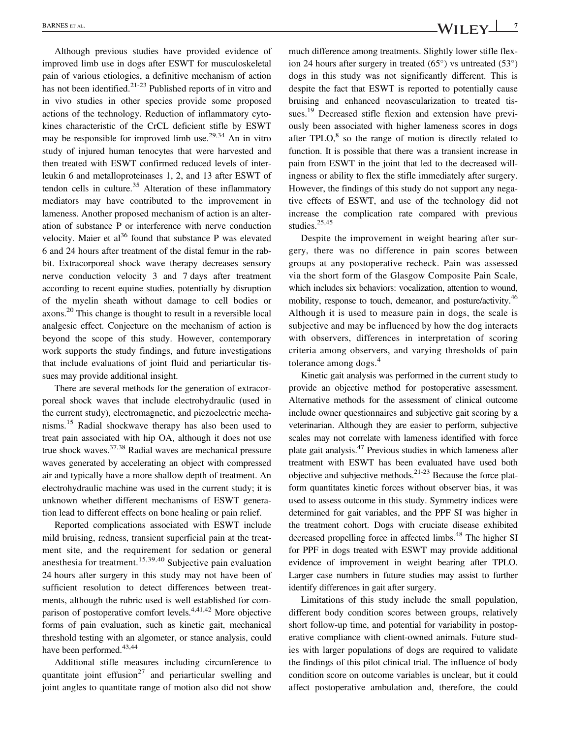Although previous studies have provided evidence of improved limb use in dogs after ESWT for musculoskeletal pain of various etiologies, a definitive mechanism of action has not been identified.[21-23] Published reports of in vitro and in vivo studies in other species provide some proposed actions of the technology. Reduction of inflammatory cytokines characteristic of the CrCL deficient stifle by ESWT may be responsible for improved limb use.[29,34] An in vitro study of injured human tenocytes that were harvested and then treated with ESWT confirmed reduced levels of interleukin 6 and metalloproteinases 1, 2, and 13 after ESWT of tendon cells in culture.[35] Alteration of these inflammatory mediators may have contributed to the improvement in lameness. Another proposed mechanism of action is an alteration of substance P or interference with nerve conduction velocity. Maier et al[36] found that substance P was elevated 6 and 24 hours after treatment of the distal femur in the rabbit. Extracorporeal shock wave therapy decreases sensory nerve conduction velocity 3 and 7 days after treatment according to recent equine studies, potentially by disruption of the myelin sheath without damage to cell bodies or axons.[20] This change is thought to result in a reversible local analgesic effect. Conjecture on the mechanism of action is beyond the scope of this study. However, contemporary work supports the study findings, and future investigations that include evaluations of joint fluid and periarticular tissues may provide additional insight.

There are several methods for the generation of extracorporeal shock waves that include electrohydraulic (used in the current study), electromagnetic, and piezoelectric mechanisms.[15] Radial shockwave therapy has also been used to treat pain associated with hip OA, although it does not use true shock waves.[37,38] Radial waves are mechanical pressure waves generated by accelerating an object with compressed air and typically have a more shallow depth of treatment. An electrohydraulic machine was used in the current study; it is unknown whether different mechanisms of ESWT generation lead to different effects on bone healing or pain relief.

Reported complications associated with ESWT include mild bruising, redness, transient superficial pain at the treatment site, and the requirement for sedation or general anesthesia for treatment.[15,39,40] Subjective pain evaluation 24 hours after surgery in this study may not have been of sufficient resolution to detect differences between treatments, although the rubric used is well established for comparison of postoperative comfort levels.[4,41,42] More objective forms of pain evaluation, such as kinetic gait, mechanical threshold testing with an algometer, or stance analysis, could have been performed.[43,44]

Additional stifle measures including circumference to quantitate joint effusion[27] and periarticular swelling and joint angles to quantitate range of motion also did not show much difference among treatments. Slightly lower stifle flexion 24 hours after surgery in treated (65°) vs untreated (53°) dogs in this study was not significantly different. This is despite the fact that ESWT is reported to potentially cause bruising and enhanced neovascularization to treated tissues.[19] Decreased stifle flexion and extension have previously been associated with higher lameness scores in dogs after TPLO,[8] so the range of motion is directly related to function. It is possible that there was a transient increase in pain from ESWT in the joint that led to the decreased willingness or ability to flex the stifle immediately after surgery. However, the findings of this study do not support any negative effects of ESWT, and use of the technology did not increase the complication rate compared with previous studies.[25,45]

Despite the improvement in weight bearing after surgery, there was no difference in pain scores between groups at any postoperative recheck. Pain was assessed via the short form of the Glasgow Composite Pain Scale, which includes six behaviors: vocalization, attention to wound, mobility, response to touch, demeanor, and posture/activity.[46] Although it is used to measure pain in dogs, the scale is subjective and may be influenced by how the dog interacts with observers, differences in interpretation of scoring criteria among observers, and varying thresholds of pain tolerance among dogs.[4]

Kinetic gait analysis was performed in the current study to provide an objective method for postoperative assessment. Alternative methods for the assessment of clinical outcome include owner questionnaires and subjective gait scoring by a veterinarian. Although they are easier to perform, subjective scales may not correlate with lameness identified with force plate gait analysis.[47] Previous studies in which lameness after treatment with ESWT has been evaluated have used both objective and subjective methods.[21-23] Because the force platform quantitates kinetic forces without observer bias, it was used to assess outcome in this study. Symmetry indices were determined for gait variables, and the PPF SI was higher in the treatment cohort. Dogs with cruciate disease exhibited decreased propelling force in affected limbs.[48] The higher SI for PPF in dogs treated with ESWT may provide additional evidence of improvement in weight bearing after TPLO. Larger case numbers in future studies may assist to further identify differences in gait after surgery.

Limitations of this study include the small population, different body condition scores between groups, relatively short follow-up time, and potential for variability in postoperative compliance with client-owned animals. Future studies with larger populations of dogs are required to validate the findings of this pilot clinical trial. The influence of body condition score on outcome variables is unclear, but it could affect postoperative ambulation and, therefore, the could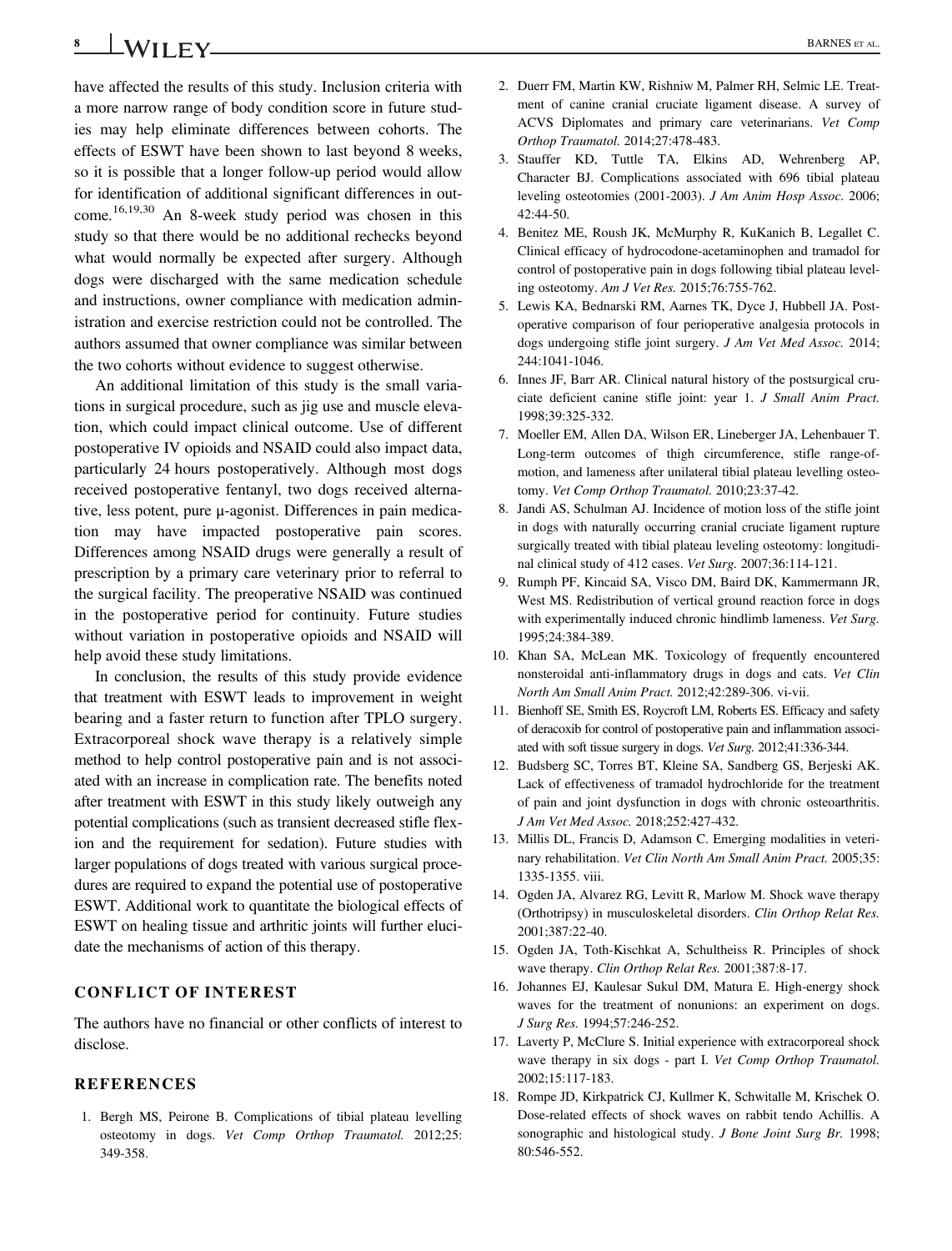have affected the results of this study. Inclusion criteria with a more narrow range of body condition score in future studies may help eliminate differences between cohorts. The effects of ESWT have been shown to last beyond 8 weeks, so it is possible that a longer follow-up period would allow for identification of additional significant differences in outcome.[16,19,30] An 8-week study period was chosen in this study so that there would be no additional rechecks beyond what would normally be expected after surgery. Although dogs were discharged with the same medication schedule and instructions, owner compliance with medication administration and exercise restriction could not be controlled. The authors assumed that owner compliance was similar between the two cohorts without evidence to suggest otherwise.

An additional limitation of this study is the small variations in surgical procedure, such as jig use and muscle elevation, which could impact clinical outcome. Use of different postoperative IV opioids and NSAID could also impact data, particularly 24 hours postoperatively. Although most dogs received postoperative fentanyl, two dogs received alternative, less potent, pure μ-agonist. Differences in pain medication may have impacted postoperative pain scores. Differences among NSAID drugs were generally a result of prescription by a primary care veterinary prior to referral to the surgical facility. The preoperative NSAID was continued in the postoperative period for continuity. Future studies without variation in postoperative opioids and NSAID will help avoid these study limitations.

In conclusion, the results of this study provide evidence that treatment with ESWT leads to improvement in weight bearing and a faster return to function after TPLO surgery. Extracorporeal shock wave therapy is a relatively simple method to help control postoperative pain and is not associated with an increase in complication rate. The benefits noted after treatment with ESWT in this study likely outweigh any potential complications (such as transient decreased stifle flexion and the requirement for sedation). Future studies with larger populations of dogs treated with various surgical procedures are required to expand the potential use of postoperative ESWT. Additional work to quantitate the biological effects of ESWT on healing tissue and arthritic joints will further elucidate the mechanisms of action of this therapy.

## CONFLICT OF INTEREST

The authors have no financial or other conflicts of interest to disclose.

## REFERENCES

1. Bergh MS, Peirone B. Complications of tibial plateau levelling osteotomy in dogs. *Vet Comp Orthop Traumatol.* 2012;25:349-358.
2. Duerr FM, Martin KW, Rishniw M, Palmer RH, Selmic LE. Treatment of canine cranial cruciate ligament disease. A survey of ACVS Diplomates and primary care veterinarians. *Vet Comp Orthop Traumatol.* 2014;27:478-483.
3. Stauffer KD, Tuttle TA, Elkins AD, Wehrenberg AP, Character BJ. Complications associated with 696 tibial plateau leveling osteotomies (2001-2003). *J Am Anim Hosp Assoc.* 2006;42:44-50.
4. Benitez ME, Roush JK, McMurphy R, KuKanich B, Legallet C. Clinical efficacy of hydrocodone-acetaminophen and tramadol for control of postoperative pain in dogs following tibial plateau leveling osteotomy. *Am J Vet Res.* 2015;76:755-762.
5. Lewis KA, Bednarski RM, Aarnes TK, Dyce J, Hubbell JA. Postoperative comparison of four perioperative analgesia protocols in dogs undergoing stifle joint surgery. *J Am Vet Med Assoc.* 2014;244:1041-1046.
6. Innes JF, Barr AR. Clinical natural history of the postsurgical cruciate deficient canine stifle joint: year 1. *J Small Anim Pract.* 1998;39:325-332.
7. Moeller EM, Allen DA, Wilson ER, Lineberger JA, Lehenbauer T. Long-term outcomes of thigh circumference, stifle range-of-motion, and lameness after unilateral tibial plateau levelling osteotomy. *Vet Comp Orthop Traumatol.* 2010;23:37-42.
8. Jandi AS, Schulman AJ. Incidence of motion loss of the stifle joint in dogs with naturally occurring cranial cruciate ligament rupture surgically treated with tibial plateau leveling osteotomy: longitudinal clinical study of 412 cases. *Vet Surg.* 2007;36:114-121.
9. Rumph PF, Kincaid SA, Visco DM, Baird DK, Kammermann JR, West MS. Redistribution of vertical ground reaction force in dogs with experimentally induced chronic hindlimb lameness. *Vet Surg.* 1995;24:384-389.
10. Khan SA, McLean MK. Toxicology of frequently encountered nonsteroidal anti-inflammatory drugs in dogs and cats. *Vet Clin North Am Small Anim Pract.* 2012;42:289-306. vi-vii.
11. Bienhoff SE, Smith ES, Roycroft LM, Roberts ES. Efficacy and safety of deracoxib for control of postoperative pain and inflammation associated with soft tissue surgery in dogs. *Vet Surg.* 2012;41:336-344.
12. Budsberg SC, Torres BT, Kleine SA, Sandberg GS, Berjeski AK. Lack of effectiveness of tramadol hydrochloride for the treatment of pain and joint dysfunction in dogs with chronic osteoarthritis. *J Am Vet Med Assoc.* 2018;252:427-432.
13. Millis DL, Francis D, Adamson C. Emerging modalities in veterinary rehabilitation. *Vet Clin North Am Small Anim Pract.* 2005;35:1335-1355. viii.
14. Ogden JA, Alvarez RG, Levitt R, Marlow M. Shock wave therapy (Orthotripsy) in musculoskeletal disorders. *Clin Orthop Relat Res.* 2001;387:22-40.
15. Ogden JA, Toth-Kischkat A, Schultheiss R. Principles of shock wave therapy. *Clin Orthop Relat Res.* 2001;387:8-17.
16. Johannes EJ, Kaulesar Sukul DM, Matura E. High-energy shock waves for the treatment of nonunions: an experiment on dogs. *J Surg Res.* 1994;57:246-252.
17. Laverty P, McClure S. Initial experience with extracorporeal shock wave therapy in six dogs - part I. *Vet Comp Orthop Traumatol.* 2002;15:117-183.
18. Rompe JD, Kirkpatrick CJ, Kullmer K, Schwitalle M, Krischek O. Dose-related effects of shock waves on rabbit tendo Achillis. A sonographic and histological study. *J Bone Joint Surg Br.* 1998;80:546-552.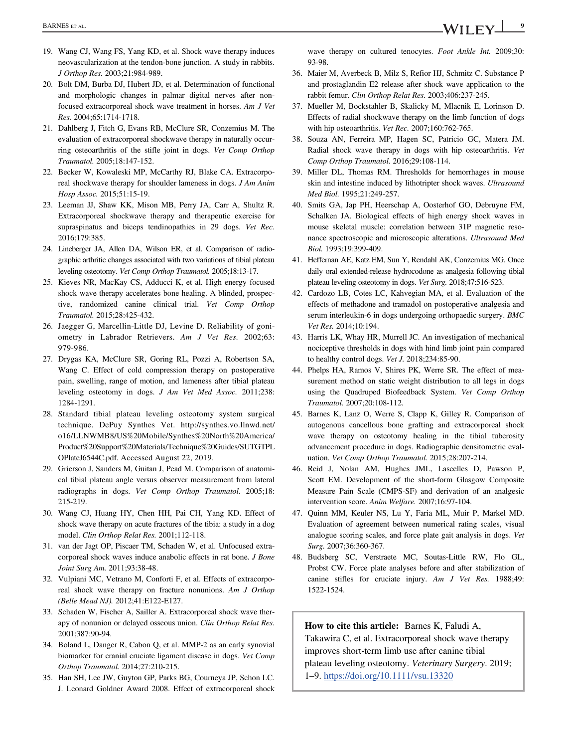19. Wang CJ, Wang FS, Yang KD, et al. Shock wave therapy induces neovascularization at the tendon-bone junction. A study in rabbits. *J Orthop Res.* 2003;21:984-989.
20. Bolt DM, Burba DJ, Hubert JD, et al. Determination of functional and morphologic changes in palmar digital nerves after nonfocused extracorporeal shock wave treatment in horses. *Am J Vet Res.* 2004;65:1714-1718.
21. Dahlberg J, Fitch G, Evans RB, McClure SR, Conzemius M. The evaluation of extracorporeal shockwave therapy in naturally occurring osteoarthritis of the stifle joint in dogs. *Vet Comp Orthop Traumatol.* 2005;18:147-152.
22. Becker W, Kowaleski MP, McCarthy RJ, Blake CA. Extracorporeal shockwave therapy for shoulder lameness in dogs. *J Am Anim Hosp Assoc.* 2015;51:15-19.
23. Leeman JJ, Shaw KK, Mison MB, Perry JA, Carr A, Shultz R. Extracorporeal shockwave therapy and therapeutic exercise for supraspinatus and biceps tendinopathies in 29 dogs. *Vet Rec.* 2016;179:385.
24. Lineberger JA, Allen DA, Wilson ER, et al. Comparison of radiographic arthritic changes associated with two variations of tibial plateau leveling osteotomy. *Vet Comp Orthop Traumatol.* 2005;18:13-17.
25. Kieves NR, MacKay CS, Adducci K, et al. High energy focused shock wave therapy accelerates bone healing. A blinded, prospective, randomized canine clinical trial. *Vet Comp Orthop Traumatol.* 2015;28:425-432.
26. Jaegger G, Marcellin-Little DJ, Levine D. Reliability of goniometry in Labrador Retrievers. *Am J Vet Res.* 2002;63:979-986.
27. Drygas KA, McClure SR, Goring RL, Pozzi A, Robertson SA, Wang C. Effect of cold compression therapy on postoperative pain, swelling, range of motion, and lameness after tibial plateau leveling osteotomy in dogs. *J Am Vet Med Assoc.* 2011;238:1284-1291.
28. Standard tibial plateau leveling osteotomy system surgical technique. DePuy Synthes Vet. http://synthes.vo.llnwd.net/o16/LLNWMB8/US%20Mobile/Synthes%20North%20America/Product%20Support%20Materials/Technique%20Guides/SUTGTPLOPlateJ6544C.pdf. Accessed August 22, 2019.
29. Grierson J, Sanders M, Guitan J, Pead M. Comparison of anatomical tibial plateau angle versus observer measurement from lateral radiographs in dogs. *Vet Comp Orthop Traumatol.* 2005;18:215-219.
30. Wang CJ, Huang HY, Chen HH, Pai CH, Yang KD. Effect of shock wave therapy on acute fractures of the tibia: a study in a dog model. *Clin Orthop Relat Res.* 2001;112-118.
31. van der Jagt OP, Piscaer TM, Schaden W, et al. Unfocused extracorporeal shock waves induce anabolic effects in rat bone. *J Bone Joint Surg Am.* 2011;93:38-48.
32. Vulpiani MC, Vetrano M, Conforti F, et al. Effects of extracorporeal shock wave therapy on fracture nonunions. *Am J Orthop (Belle Mead NJ).* 2012;41:E122-E127.
33. Schaden W, Fischer A, Sailler A. Extracorporeal shock wave therapy of nonunion or delayed osseous union. *Clin Orthop Relat Res.* 2001;387:90-94.
34. Boland L, Danger R, Cabon Q, et al. MMP-2 as an early synovial biomarker for cranial cruciate ligament disease in dogs. *Vet Comp Orthop Traumatol.* 2014;27:210-215.
35. Han SH, Lee JW, Guyton GP, Parks BG, Courneya JP, Schon LC. J. Leonard Goldner Award 2008. Effect of extracorporeal shock wave therapy on cultured tenocytes. *Foot Ankle Int.* 2009;30:93-98.
36. Maier M, Averbeck B, Milz S, Refior HJ, Schmitz C. Substance P and prostaglandin E2 release after shock wave application to the rabbit femur. *Clin Orthop Relat Res.* 2003;406:237-245.
37. Mueller M, Bockstahler B, Skalicky M, Mlacnik E, Lorinson D. Effects of radial shockwave therapy on the limb function of dogs with hip osteoarthritis. *Vet Rec.* 2007;160:762-765.
38. Souza AN, Ferreira MP, Hagen SC, Patricio GC, Matera JM. Radial shock wave therapy in dogs with hip osteoarthritis. *Vet Comp Orthop Traumatol.* 2016;29:108-114.
39. Miller DL, Thomas RM. Thresholds for hemorrhages in mouse skin and intestine induced by lithotripter shock waves. *Ultrasound Med Biol.* 1995;21:249-257.
40. Smits GA, Jap PH, Heerschap A, Oosterhof GO, Debruyne FM, Schalken JA. Biological effects of high energy shock waves in mouse skeletal muscle: correlation between 31P magnetic resonance spectroscopic and microscopic alterations. *Ultrasound Med Biol.* 1993;19:399-409.
41. Heffernan AE, Katz EM, Sun Y, Rendahl AK, Conzemius MG. Once daily oral extended-release hydrocodone as analgesia following tibial plateau leveling osteotomy in dogs. *Vet Surg.* 2018;47:516-523.
42. Cardozo LB, Cotes LC, Kahvegian MA, et al. Evaluation of the effects of methadone and tramadol on postoperative analgesia and serum interleukin-6 in dogs undergoing orthopaedic surgery. *BMC Vet Res.* 2014;10:194.
43. Harris LK, Whay HR, Murrell JC. An investigation of mechanical nociceptive thresholds in dogs with hind limb joint pain compared to healthy control dogs. *Vet J.* 2018;234:85-90.
44. Phelps HA, Ramos V, Shires PK, Werre SR. The effect of measurement method on static weight distribution to all legs in dogs using the Quadruped Biofeedback System. *Vet Comp Orthop Traumatol.* 2007;20:108-112.
45. Barnes K, Lanz O, Werre S, Clapp K, Gilley R. Comparison of autogenous cancellous bone grafting and extracorporeal shock wave therapy on osteotomy healing in the tibial tuberosity advancement procedure in dogs. Radiographic densitometric evaluation. *Vet Comp Orthop Traumatol.* 2015;28:207-214.
46. Reid J, Nolan AM, Hughes JML, Lascelles D, Pawson P, Scott EM. Development of the short-form Glasgow Composite Measure Pain Scale (CMPS-SF) and derivation of an analgesic intervention score. *Anim Welfare.* 2007;16:97-104.
47. Quinn MM, Keuler NS, Lu Y, Faria ML, Muir P, Markel MD. Evaluation of agreement between numerical rating scales, visual analogue scoring scales, and force plate gait analysis in dogs. *Vet Surg.* 2007;36:360-367.
48. Budsberg SC, Verstraete MC, Soutas-Little RW, Flo GL, Probst CW. Force plate analyses before and after stabilization of canine stifles for cruciate injury. *Am J Vet Res.* 1988;49:1522-1524.

**How to cite this article:** Barnes K, Faludi A, Takawira C, et al. Extracorporeal shock wave therapy improves short-term limb use after canine tibial plateau leveling osteotomy. *Veterinary Surgery*. 2019;1–9. https://doi.org/10.1111/vsu.13320